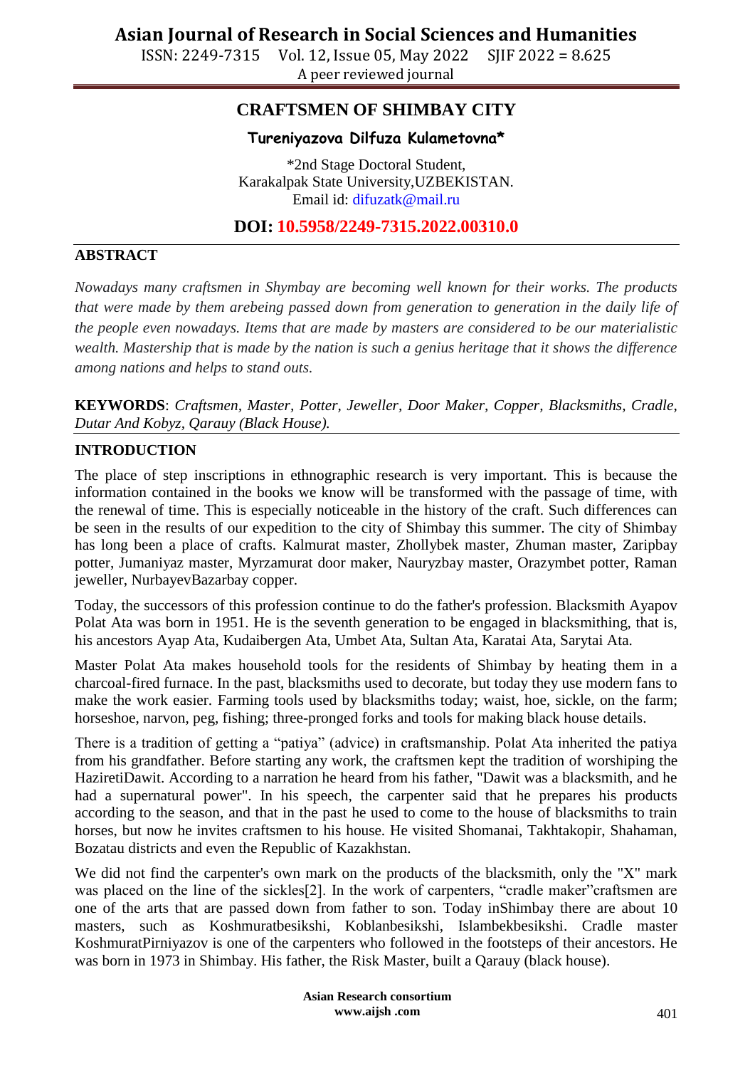# CRAFTSMEN OF SHIMBAY CITY

**Tureniyazova Dilfuza Kulametovna***

*2nd Stage Doctoral Student,
Karakalpak State University,UZBEKISTAN.
Email id: difuzatk@mail.ru

**DOI: 10.5958/2249-7315.2022.00310.0**

## ABSTRACT

*Nowadays many craftsmen in Shymbay are becoming well known for their works. The products that were made by them arebeing passed down from generation to generation in the daily life of the people even nowadays. Items that are made by masters are considered to be our materialistic wealth. Mastership that is made by the nation is such a genius heritage that it shows the difference among nations and helps to stand outs.*

**KEYWORDS**: *Craftsmen, Master, Potter, Jeweller, Door Maker, Copper, Blacksmiths, Cradle, Dutar And Kobyz, Qarauy (Black House).*

## INTRODUCTION

The place of step inscriptions in ethnographic research is very important. This is because the information contained in the books we know will be transformed with the passage of time, with the renewal of time. This is especially noticeable in the history of the craft. Such differences can be seen in the results of our expedition to the city of Shimbay this summer. The city of Shimbay has long been a place of crafts. Kalmurat master, Zhollybek master, Zhuman master, Zaripbay potter, Jumaniyaz master, Myrzamurat door maker, Nauryzbay master, Orazymbet potter, Raman jeweller, NurbayevBazarbay copper.

Today, the successors of this profession continue to do the father's profession. Blacksmith Ayapov Polat Ata was born in 1951. He is the seventh generation to be engaged in blacksmithing, that is, his ancestors Ayap Ata, Kudaibergen Ata, Umbet Ata, Sultan Ata, Karatai Ata, Sarytai Ata.

Master Polat Ata makes household tools for the residents of Shimbay by heating them in a charcoal-fired furnace. In the past, blacksmiths used to decorate, but today they use modern fans to make the work easier. Farming tools used by blacksmiths today; waist, hoe, sickle, on the farm; horseshoe, narvon, peg, fishing; three-pronged forks and tools for making black house details.

There is a tradition of getting a "patiya" (advice) in craftsmanship. Polat Ata inherited the patiya from his grandfather. Before starting any work, the craftsmen kept the tradition of worshiping the HaziretiDawit. According to a narration he heard from his father, "Dawit was a blacksmith, and he had a supernatural power". In his speech, the carpenter said that he prepares his products according to the season, and that in the past he used to come to the house of blacksmiths to train horses, but now he invites craftsmen to his house. He visited Shomanai, Takhtakopir, Shahaman, Bozatau districts and even the Republic of Kazakhstan.

We did not find the carpenter's own mark on the products of the blacksmith, only the "X" mark was placed on the line of the sickles[2]. In the work of carpenters, "cradle maker"craftsmen are one of the arts that are passed down from father to son. Today inShimbay there are about 10 masters, such as Koshmuratbesikshi, Koblanbesikshi, Islambekbesikshi. Cradle master KoshmuratPirniyazov is one of the carpenters who followed in the footsteps of their ancestors. He was born in 1973 in Shimbay. His father, the Risk Master, built a Qarauy (black house).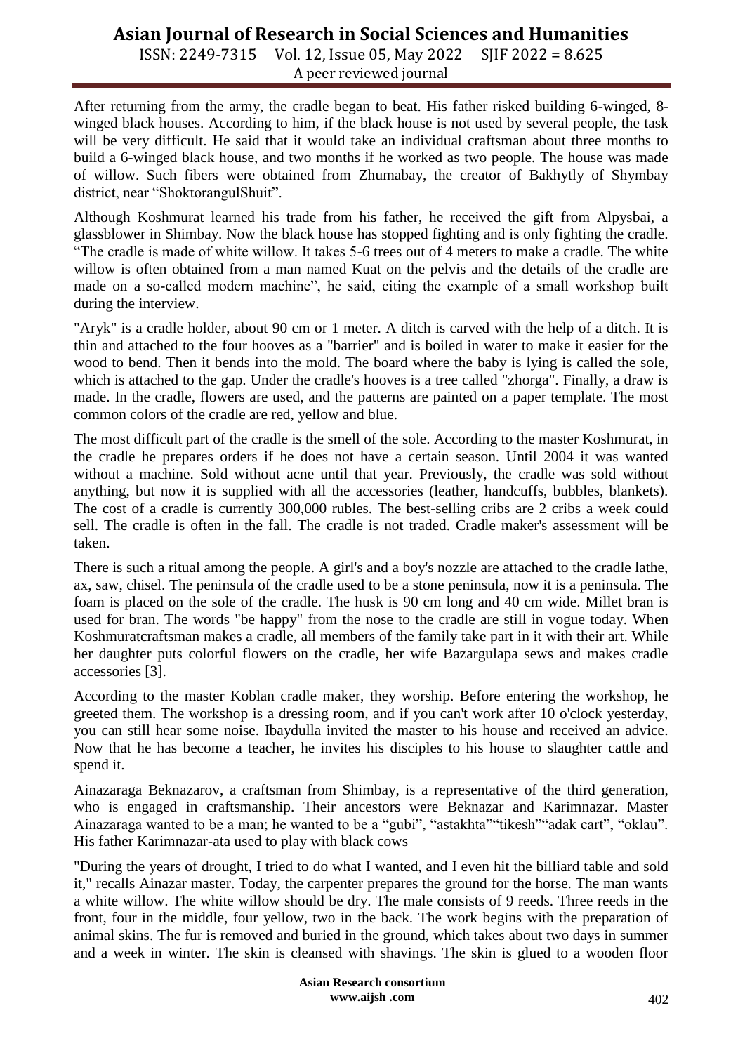After returning from the army, the cradle began to beat. His father risked building 6-winged, 8-winged black houses. According to him, if the black house is not used by several people, the task will be very difficult. He said that it would take an individual craftsman about three months to build a 6-winged black house, and two months if he worked as two people. The house was made of willow. Such fibers were obtained from Zhumabay, the creator of Bakhytly of Shymbay district, near "ShoktorangulShuit".

Although Koshmurat learned his trade from his father, he received the gift from Alpysbai, a glassblower in Shimbay. Now the black house has stopped fighting and is only fighting the cradle. "The cradle is made of white willow. It takes 5-6 trees out of 4 meters to make a cradle. The white willow is often obtained from a man named Kuat on the pelvis and the details of the cradle are made on a so-called modern machine", he said, citing the example of a small workshop built during the interview.

"Aryk" is a cradle holder, about 90 cm or 1 meter. A ditch is carved with the help of a ditch. It is thin and attached to the four hooves as a "barrier" and is boiled in water to make it easier for the wood to bend. Then it bends into the mold. The board where the baby is lying is called the sole, which is attached to the gap. Under the cradle's hooves is a tree called "zhorga". Finally, a draw is made. In the cradle, flowers are used, and the patterns are painted on a paper template. The most common colors of the cradle are red, yellow and blue.

The most difficult part of the cradle is the smell of the sole. According to the master Koshmurat, in the cradle he prepares orders if he does not have a certain season. Until 2004 it was wanted without a machine. Sold without acne until that year. Previously, the cradle was sold without anything, but now it is supplied with all the accessories (leather, handcuffs, bubbles, blankets). The cost of a cradle is currently 300,000 rubles. The best-selling cribs are 2 cribs a week could sell. The cradle is often in the fall. The cradle is not traded. Cradle maker's assessment will be taken.

There is such a ritual among the people. A girl's and a boy's nozzle are attached to the cradle lathe, ax, saw, chisel. The peninsula of the cradle used to be a stone peninsula, now it is a peninsula. The foam is placed on the sole of the cradle. The husk is 90 cm long and 40 cm wide. Millet bran is used for bran. The words "be happy" from the nose to the cradle are still in vogue today. When Koshmuratcraftsman makes a cradle, all members of the family take part in it with their art. While her daughter puts colorful flowers on the cradle, her wife Bazargulapa sews and makes cradle accessories [3].

According to the master Koblan cradle maker, they worship. Before entering the workshop, he greeted them. The workshop is a dressing room, and if you can't work after 10 o'clock yesterday, you can still hear some noise. Ibaydulla invited the master to his house and received an advice. Now that he has become a teacher, he invites his disciples to his house to slaughter cattle and spend it.

Ainazaraga Beknazarov, a craftsman from Shimbay, is a representative of the third generation, who is engaged in craftsmanship. Their ancestors were Beknazar and Karimnazar. Master Ainazaraga wanted to be a man; he wanted to be a "gubi", "astakhta""tikesh""adak cart", "oklau". His father Karimnazar-ata used to play with black cows

"During the years of drought, I tried to do what I wanted, and I even hit the billiard table and sold it," recalls Ainazar master. Today, the carpenter prepares the ground for the horse. The man wants a white willow. The white willow should be dry. The male consists of 9 reeds. Three reeds in the front, four in the middle, four yellow, two in the back. The work begins with the preparation of animal skins. The fur is removed and buried in the ground, which takes about two days in summer and a week in winter. The skin is cleansed with shavings. The skin is glued to a wooden floor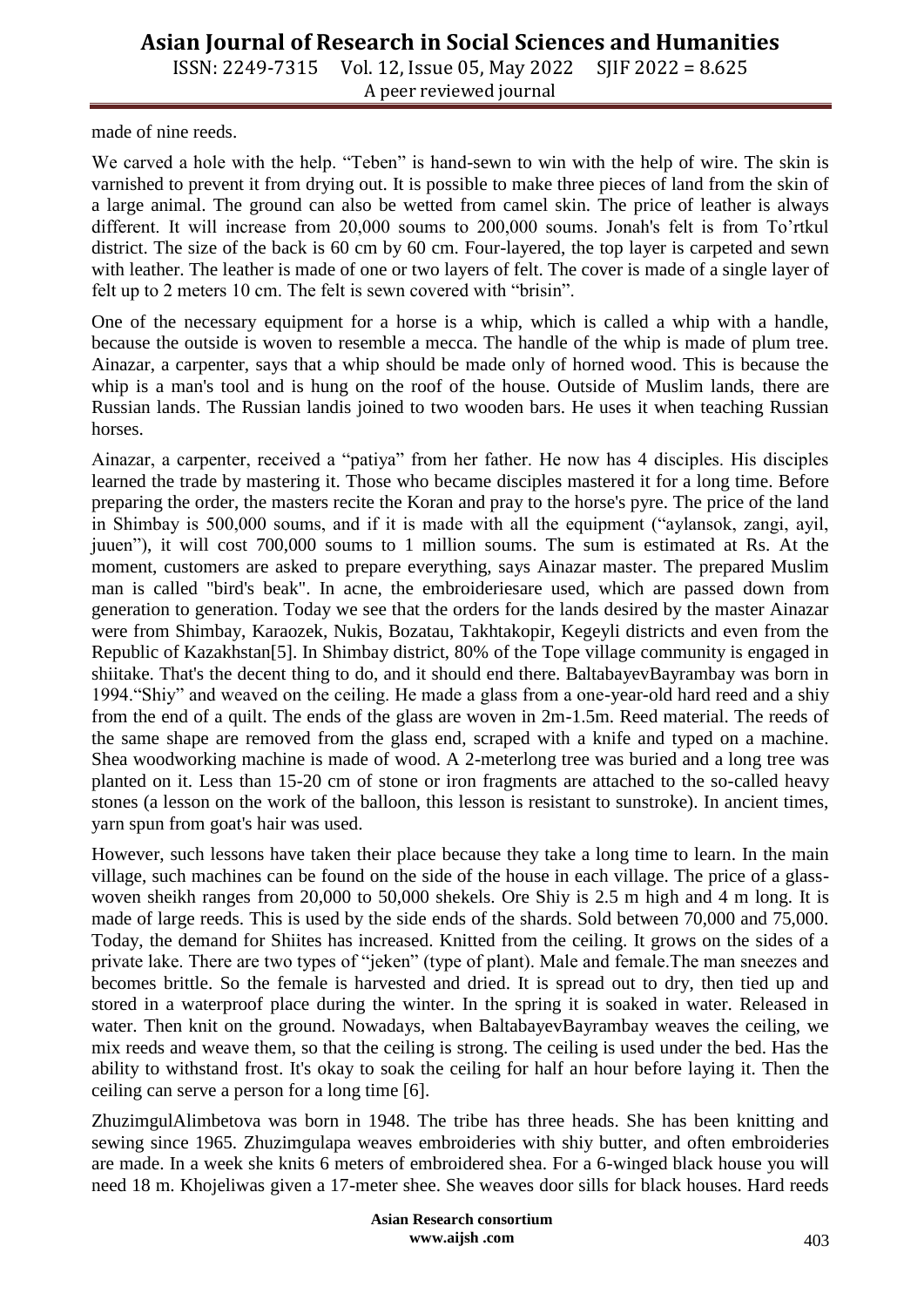made of nine reeds.

We carved a hole with the help. "Teben" is hand-sewn to win with the help of wire. The skin is varnished to prevent it from drying out. It is possible to make three pieces of land from the skin of a large animal. The ground can also be wetted from camel skin. The price of leather is always different. It will increase from 20,000 soums to 200,000 soums. Jonah's felt is from To'rtkul district. The size of the back is 60 cm by 60 cm. Four-layered, the top layer is carpeted and sewn with leather. The leather is made of one or two layers of felt. The cover is made of a single layer of felt up to 2 meters 10 cm. The felt is sewn covered with "brisin".

One of the necessary equipment for a horse is a whip, which is called a whip with a handle, because the outside is woven to resemble a mecca. The handle of the whip is made of plum tree. Ainazar, a carpenter, says that a whip should be made only of horned wood. This is because the whip is a man's tool and is hung on the roof of the house. Outside of Muslim lands, there are Russian lands. The Russian landis joined to two wooden bars. He uses it when teaching Russian horses.

Ainazar, a carpenter, received a "patiya" from her father. He now has 4 disciples. His disciples learned the trade by mastering it. Those who became disciples mastered it for a long time. Before preparing the order, the masters recite the Koran and pray to the horse's pyre. The price of the land in Shimbay is 500,000 soums, and if it is made with all the equipment ("aylansok, zangi, ayil, juuen"), it will cost 700,000 soums to 1 million soums. The sum is estimated at Rs. At the moment, customers are asked to prepare everything, says Ainazar master. The prepared Muslim man is called "bird's beak". In acne, the embroideriesare used, which are passed down from generation to generation. Today we see that the orders for the lands desired by the master Ainazar were from Shimbay, Karaozek, Nukis, Bozatau, Takhtakopir, Kegeyli districts and even from the Republic of Kazakhstan[5]. In Shimbay district, 80% of the Tope village community is engaged in shiitake. That's the decent thing to do, and it should end there. BaltabayevBayrambay was born in 1994."Shiy" and weaved on the ceiling. He made a glass from a one-year-old hard reed and a shiy from the end of a quilt. The ends of the glass are woven in 2m-1.5m. Reed material. The reeds of the same shape are removed from the glass end, scraped with a knife and typed on a machine. Shea woodworking machine is made of wood. A 2-meterlong tree was buried and a long tree was planted on it. Less than 15-20 cm of stone or iron fragments are attached to the so-called heavy stones (a lesson on the work of the balloon, this lesson is resistant to sunstroke). In ancient times, yarn spun from goat's hair was used.

However, such lessons have taken their place because they take a long time to learn. In the main village, such machines can be found on the side of the house in each village. The price of a glass-woven sheikh ranges from 20,000 to 50,000 shekels. Ore Shiy is 2.5 m high and 4 m long. It is made of large reeds. This is used by the side ends of the shards. Sold between 70,000 and 75,000. Today, the demand for Shiites has increased. Knitted from the ceiling. It grows on the sides of a private lake. There are two types of "jeken" (type of plant). Male and female.The man sneezes and becomes brittle. So the female is harvested and dried. It is spread out to dry, then tied up and stored in a waterproof place during the winter. In the spring it is soaked in water. Released in water. Then knit on the ground. Nowadays, when BaltabayevBayrambay weaves the ceiling, we mix reeds and weave them, so that the ceiling is strong. The ceiling is used under the bed. Has the ability to withstand frost. It's okay to soak the ceiling for half an hour before laying it. Then the ceiling can serve a person for a long time [6].

ZhuzimgulAlimbetova was born in 1948. The tribe has three heads. She has been knitting and sewing since 1965. Zhuzimgulapa weaves embroideries with shiy butter, and often embroideries are made. In a week she knits 6 meters of embroidered shea. For a 6-winged black house you will need 18 m. Khojeliwas given a 17-meter shee. She weaves door sills for black houses. Hard reeds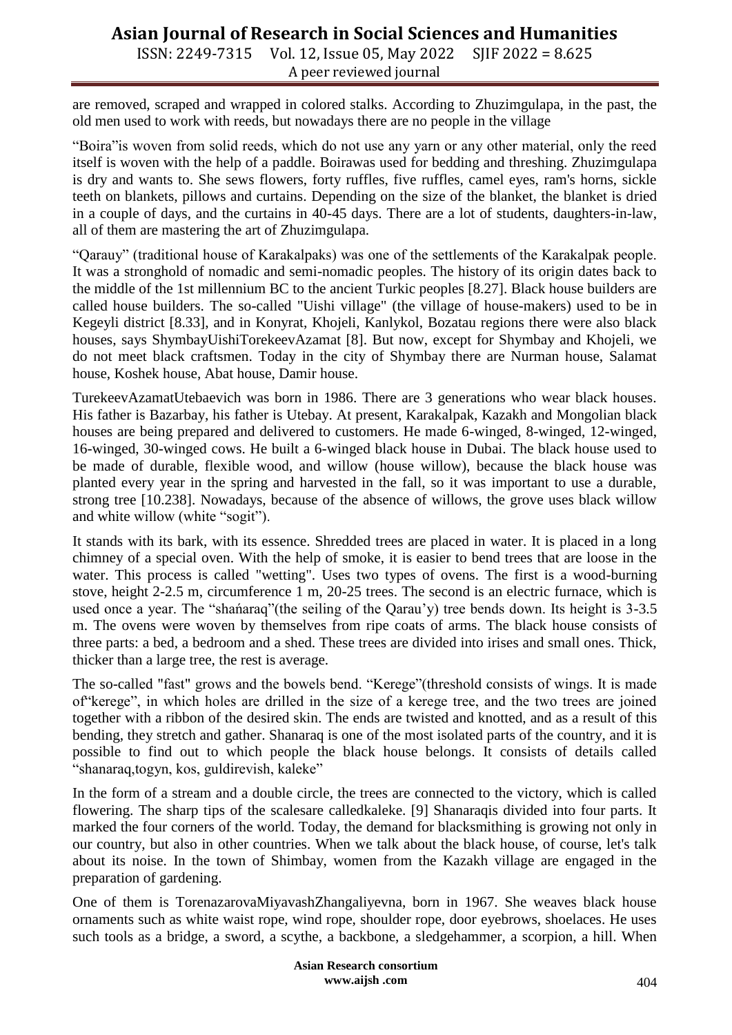are removed, scraped and wrapped in colored stalks. According to Zhuzimgulapa, in the past, the old men used to work with reeds, but nowadays there are no people in the village

“Boira”is woven from solid reeds, which do not use any yarn or any other material, only the reed itself is woven with the help of a paddle. Boirawas used for bedding and threshing. Zhuzimgulapa is dry and wants to. She sews flowers, forty ruffles, five ruffles, camel eyes, ram's horns, sickle teeth on blankets, pillows and curtains. Depending on the size of the blanket, the blanket is dried in a couple of days, and the curtains in 40-45 days. There are a lot of students, daughters-in-law, all of them are mastering the art of Zhuzimgulapa.

“Qarauy” (traditional house of Karakalpaks) was one of the settlements of the Karakalpak people. It was a stronghold of nomadic and semi-nomadic peoples. The history of its origin dates back to the middle of the 1st millennium BC to the ancient Turkic peoples [8.27]. Black house builders are called house builders. The so-called "Uishi village" (the village of house-makers) used to be in Kegeyli district [8.33], and in Konyrat, Khojeli, Kanlykol, Bozatau regions there were also black houses, says ShymbayUishiTorekeevAzamat [8]. But now, except for Shymbay and Khojeli, we do not meet black craftsmen. Today in the city of Shymbay there are Nurman house, Salamat house, Koshek house, Abat house, Damir house.

TurekeevAzamatUtebaevich was born in 1986. There are 3 generations who wear black houses. His father is Bazarbay, his father is Utebay. At present, Karakalpak, Kazakh and Mongolian black houses are being prepared and delivered to customers. He made 6-winged, 8-winged, 12-winged, 16-winged, 30-winged cows. He built a 6-winged black house in Dubai. The black house used to be made of durable, flexible wood, and willow (house willow), because the black house was planted every year in the spring and harvested in the fall, so it was important to use a durable, strong tree [10.238]. Nowadays, because of the absence of willows, the grove uses black willow and white willow (white “sogit”).

It stands with its bark, with its essence. Shredded trees are placed in water. It is placed in a long chimney of a special oven. With the help of smoke, it is easier to bend trees that are loose in the water. This process is called "wetting". Uses two types of ovens. The first is a wood-burning stove, height 2-2.5 m, circumference 1 m, 20-25 trees. The second is an electric furnace, which is used once a year. The “shańaraq”(the seiling of the Qarau’y) tree bends down. Its height is 3-3.5 m. The ovens were woven by themselves from ripe coats of arms. The black house consists of three parts: a bed, a bedroom and a shed. These trees are divided into irises and small ones. Thick, thicker than a large tree, the rest is average.

The so-called "fast" grows and the bowels bend. “Kerege”(threshold consists of wings. It is made of“kerege”, in which holes are drilled in the size of a kerege tree, and the two trees are joined together with a ribbon of the desired skin. The ends are twisted and knotted, and as a result of this bending, they stretch and gather. Shanaraq is one of the most isolated parts of the country, and it is possible to find out to which people the black house belongs. It consists of details called “shanaraq,togyn, kos, guldirevish, kaleke”

In the form of a stream and a double circle, the trees are connected to the victory, which is called flowering. The sharp tips of the scalesare calledkaleke. [9] Shanaraqis divided into four parts. It marked the four corners of the world. Today, the demand for blacksmithing is growing not only in our country, but also in other countries. When we talk about the black house, of course, let's talk about its noise. In the town of Shimbay, women from the Kazakh village are engaged in the preparation of gardening.

One of them is TorenazarovaMiyavashZhangaliyevna, born in 1967. She weaves black house ornaments such as white waist rope, wind rope, shoulder rope, door eyebrows, shoelaces. He uses such tools as a bridge, a sword, a scythe, a backbone, a sledgehammer, a scorpion, a hill. When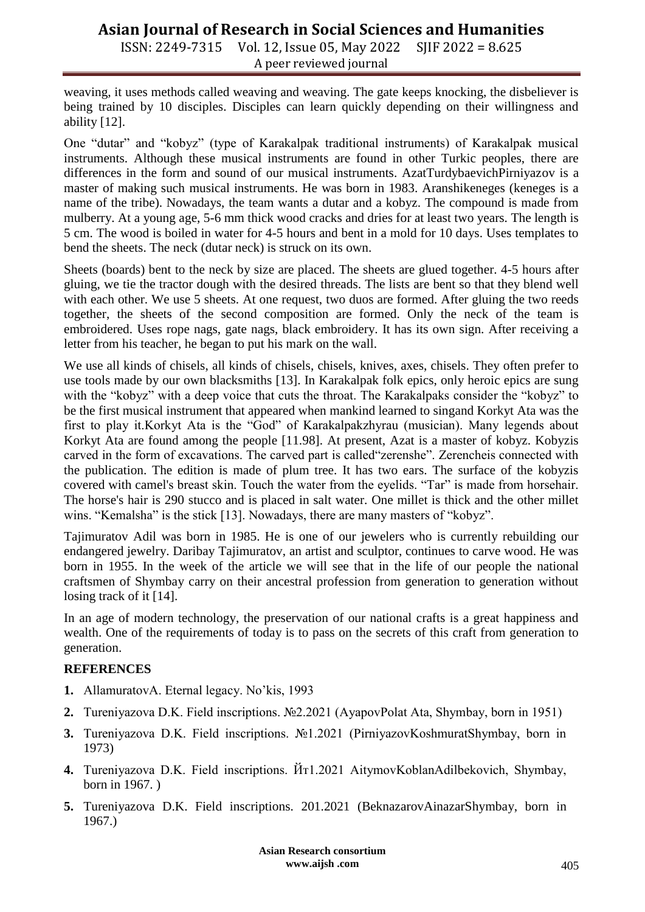weaving, it uses methods called weaving and weaving. The gate keeps knocking, the disbeliever is being trained by 10 disciples. Disciples can learn quickly depending on their willingness and ability [12].

One "dutar" and "kobyz" (type of Karakalpak traditional instruments) of Karakalpak musical instruments. Although these musical instruments are found in other Turkic peoples, there are differences in the form and sound of our musical instruments. AzatTurdybaevichPirniyazov is a master of making such musical instruments. He was born in 1983. Aranshikeneges (keneges is a name of the tribe). Nowadays, the team wants a dutar and a kobyz. The compound is made from mulberry. At a young age, 5-6 mm thick wood cracks and dries for at least two years. The length is 5 cm. The wood is boiled in water for 4-5 hours and bent in a mold for 10 days. Uses templates to bend the sheets. The neck (dutar neck) is struck on its own.

Sheets (boards) bent to the neck by size are placed. The sheets are glued together. 4-5 hours after gluing, we tie the tractor dough with the desired threads. The lists are bent so that they blend well with each other. We use 5 sheets. At one request, two duos are formed. After gluing the two reeds together, the sheets of the second composition are formed. Only the neck of the team is embroidered. Uses rope nags, gate nags, black embroidery. It has its own sign. After receiving a letter from his teacher, he began to put his mark on the wall.

We use all kinds of chisels, all kinds of chisels, chisels, knives, axes, chisels. They often prefer to use tools made by our own blacksmiths [13]. In Karakalpak folk epics, only heroic epics are sung with the "kobyz" with a deep voice that cuts the throat. The Karakalpaks consider the "kobyz" to be the first musical instrument that appeared when mankind learned to singand Korkyt Ata was the first to play it.Korkyt Ata is the "God" of Karakalpakzhyrau (musician). Many legends about Korkyt Ata are found among the people [11.98]. At present, Azat is a master of kobyz. Kobyzis carved in the form of excavations. The carved part is called"zerenshe". Zerencheis connected with the publication. The edition is made of plum tree. It has two ears. The surface of the kobyzis covered with camel's breast skin. Touch the water from the eyelids. "Tar" is made from horsehair. The horse's hair is 290 stucco and is placed in salt water. One millet is thick and the other millet wins. "Kemalsha" is the stick [13]. Nowadays, there are many masters of "kobyz".

Tajimuratov Adil was born in 1985. He is one of our jewelers who is currently rebuilding our endangered jewelry. Daribay Tajimuratov, an artist and sculptor, continues to carve wood. He was born in 1955. In the week of the article we will see that in the life of our people the national craftsmen of Shymbay carry on their ancestral profession from generation to generation without losing track of it [14].

In an age of modern technology, the preservation of our national crafts is a great happiness and wealth. One of the requirements of today is to pass on the secrets of this craft from generation to generation.

**REFERENCES**

1. AllamuratovA. Eternal legacy. No'kis, 1993
2. Tureniyazova D.K. Field inscriptions. №2.2021 (AyapovPolat Ata, Shymbay, born in 1951)
3. Tureniyazova D.K. Field inscriptions. №1.2021 (PirniyazovKoshmuratShymbay, born in 1973)
4. Tureniyazova D.K. Field inscriptions. Йт1.2021 AitymovKoblanAdilbekovich, Shymbay, born in 1967. )
5. Tureniyazova D.K. Field inscriptions. 201.2021 (BeknazarovAinazarShymbay, born in 1967.)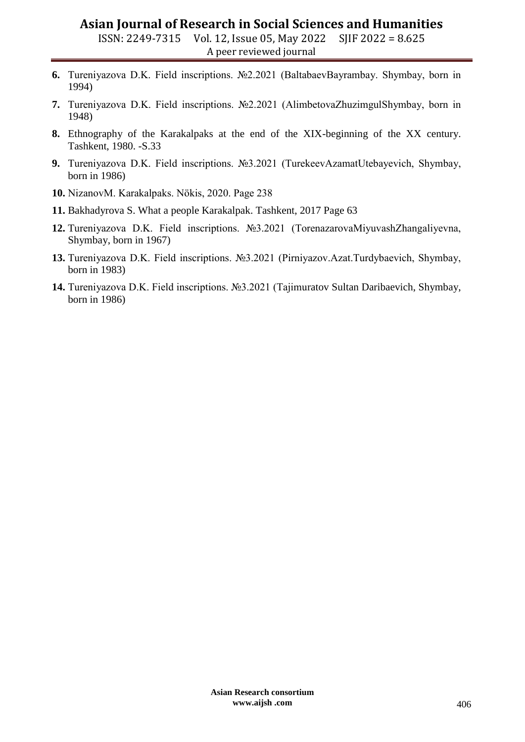6. Tureniyazova D.K. Field inscriptions. №2.2021 (BaltabaevBayrambay. Shymbay, born in 1994)
7. Tureniyazova D.K. Field inscriptions. №2.2021 (AlimbetovaZhuzimgulShymbay, born in 1948)
8. Ethnography of the Karakalpaks at the end of the XIX-beginning of the XX century. Tashkent, 1980. -S.33
9. Tureniyazova D.K. Field inscriptions. №3.2021 (TurekeevAzamatUtebayevich, Shymbay, born in 1986)
10. NizanovM. Karakalpaks. Nökis, 2020. Page 238
11. Bakhadyrova S. What a people Karakalpak. Tashkent, 2017 Page 63
12. Tureniyazova D.K. Field inscriptions. №3.2021 (TorenazarovaMiyuvashZhangaliyevna, Shymbay, born in 1967)
13. Tureniyazova D.K. Field inscriptions. №3.2021 (Pirniyazov.Azat.Turdybaevich, Shymbay, born in 1983)
14. Tureniyazova D.K. Field inscriptions. №3.2021 (Tajimuratov Sultan Daribaevich, Shymbay, born in 1986)